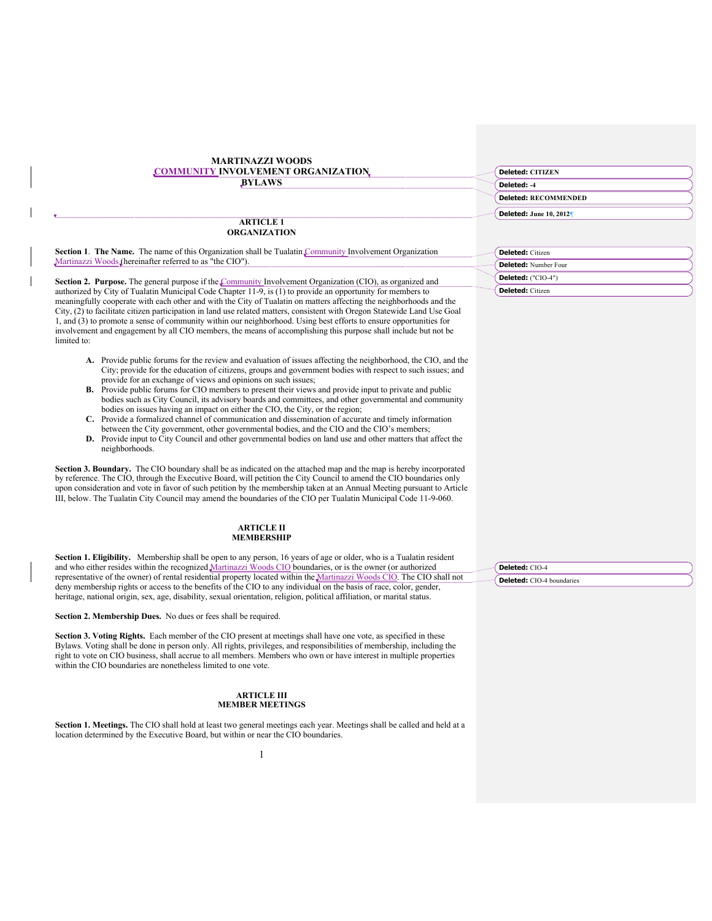# MARTINAZZI WOODS COMMUNITY INVOLVEMENT ORGANIZATION BYLAWS

## ARTICLE I ORGANIZATION

**Section 1**. **The Name.** The name of this Organization shall be Tualatin Community Involvement Organization Martinazzi Woods (hereinafter referred to as "the CIO").

**Section 2. Purpose.** The general purpose if the Community Involvement Organization (CIO), as organized and authorized by City of Tualatin Municipal Code Chapter 11-9, is (1) to provide an opportunity for members to meaningfully cooperate with each other and with the City of Tualatin on matters affecting the neighborhoods and the City, (2) to facilitate citizen participation in land use related matters, consistent with Oregon Statewide Land Use Goal 1, and (3) to promote a sense of community within our neighborhood. Using best efforts to ensure opportunities for involvement and engagement by all CIO members, the means of accomplishing this purpose shall include but not be limited to:

- **A.** Provide public forums for the review and evaluation of issues affecting the neighborhood, the CIO, and the City; provide for the education of citizens, groups and government bodies with respect to such issues; and provide for an exchange of views and opinions on such issues;
- **B.** Provide public forums for CIO members to present their views and provide input to private and public bodies such as City Council, its advisory boards and committees, and other governmental and community bodies on issues having an impact on either the CIO, the City, or the region;
- **C.** Provide a formalized channel of communication and dissemination of accurate and timely information between the City government, other governmental bodies, and the CIO and the CIO's members;
- **D.** Provide input to City Council and other governmental bodies on land use and other matters that affect the neighborhoods.

**Section 3. Boundary.** The CIO boundary shall be as indicated on the attached map and the map is hereby incorporated by reference. The CIO, through the Executive Board, will petition the City Council to amend the CIO boundaries only upon consideration and vote in favor of such petition by the membership taken at an Annual Meeting pursuant to Article III, below. The Tualatin City Council may amend the boundaries of the CIO per Tualatin Municipal Code 11-9-060.

## ARTICLE II MEMBERSHIP

**Section 1. Eligibility.** Membership shall be open to any person, 16 years of age or older, who is a Tualatin resident and who either resides within the recognized Martinazzi Woods CIO boundaries, or is the owner (or authorized representative of the owner) of rental residential property located within the Martinazzi Woods CIO. The CIO shall not deny membership rights or access to the benefits of the CIO to any individual on the basis of race, color, gender, heritage, national origin, sex, age, disability, sexual orientation, religion, political affiliation, or marital status.

**Section 2. Membership Dues.** No dues or fees shall be required.

**Section 3. Voting Rights.** Each member of the CIO present at meetings shall have one vote, as specified in these Bylaws. Voting shall be done in person only. All rights, privileges, and responsibilities of membership, including the right to vote on CIO business, shall accrue to all members. Members who own or have interest in multiple properties within the CIO boundaries are nonetheless limited to one vote.

## ARTICLE III MEMBER MEETINGS

**Section 1. Meetings.** The CIO shall hold at least two general meetings each year. Meetings shall be called and held at a location determined by the Executive Board, but within or near the CIO boundaries.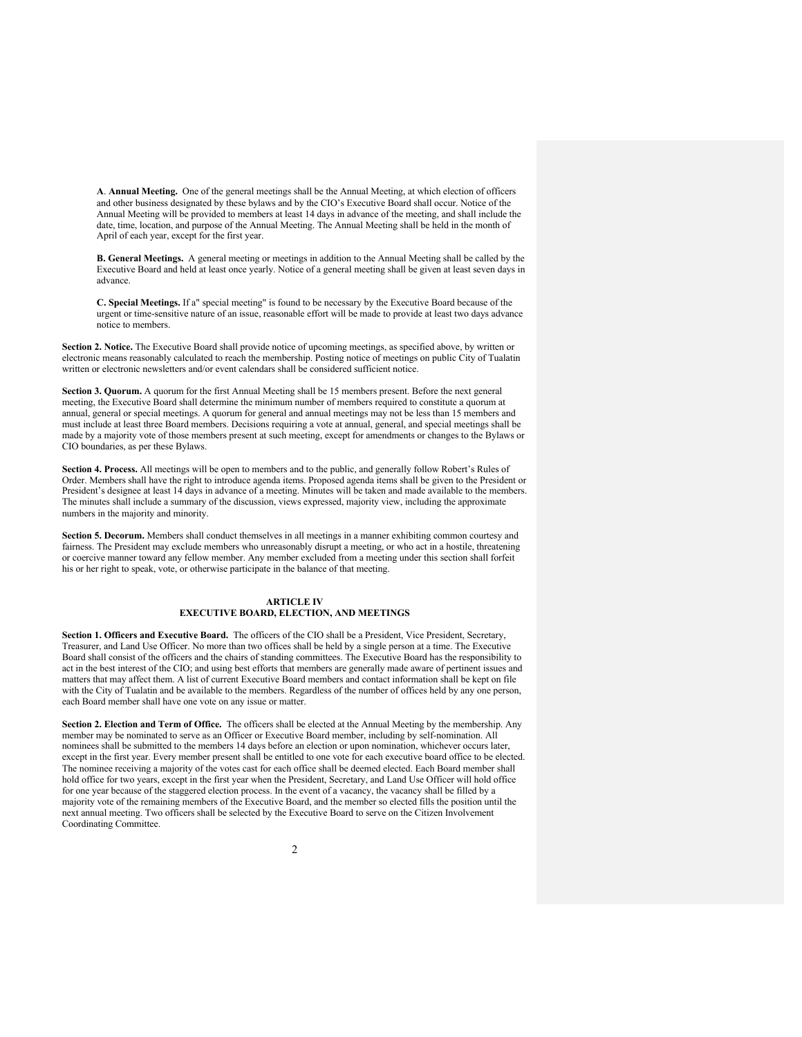**A**. **Annual Meeting.** One of the general meetings shall be the Annual Meeting, at which election of officers and other business designated by these bylaws and by the CIO's Executive Board shall occur. Notice of the Annual Meeting will be provided to members at least 14 days in advance of the meeting, and shall include the date, time, location, and purpose of the Annual Meeting. The Annual Meeting shall be held in the month of April of each year, except for the first year.

**B. General Meetings.** A general meeting or meetings in addition to the Annual Meeting shall be called by the Executive Board and held at least once yearly. Notice of a general meeting shall be given at least seven days in advance.

**C. Special Meetings.** If a" special meeting" is found to be necessary by the Executive Board because of the urgent or time-sensitive nature of an issue, reasonable effort will be made to provide at least two days advance notice to members.

**Section 2. Notice.** The Executive Board shall provide notice of upcoming meetings, as specified above, by written or electronic means reasonably calculated to reach the membership. Posting notice of meetings on public City of Tualatin written or electronic newsletters and/or event calendars shall be considered sufficient notice.

**Section 3. Quorum.** A quorum for the first Annual Meeting shall be 15 members present. Before the next general meeting, the Executive Board shall determine the minimum number of members required to constitute a quorum at annual, general or special meetings. A quorum for general and annual meetings may not be less than 15 members and must include at least three Board members. Decisions requiring a vote at annual, general, and special meetings shall be made by a majority vote of those members present at such meeting, except for amendments or changes to the Bylaws or CIO boundaries, as per these Bylaws.

**Section 4. Process.** All meetings will be open to members and to the public, and generally follow Robert's Rules of Order. Members shall have the right to introduce agenda items. Proposed agenda items shall be given to the President or President's designee at least 14 days in advance of a meeting. Minutes will be taken and made available to the members. The minutes shall include a summary of the discussion, views expressed, majority view, including the approximate numbers in the majority and minority.

**Section 5. Decorum.** Members shall conduct themselves in all meetings in a manner exhibiting common courtesy and fairness. The President may exclude members who unreasonably disrupt a meeting, or who act in a hostile, threatening or coercive manner toward any fellow member. Any member excluded from a meeting under this section shall forfeit his or her right to speak, vote, or otherwise participate in the balance of that meeting.

## ARTICLE IV
## EXECUTIVE BOARD, ELECTION, AND MEETINGS

**Section 1. Officers and Executive Board.** The officers of the CIO shall be a President, Vice President, Secretary, Treasurer, and Land Use Officer. No more than two offices shall be held by a single person at a time. The Executive Board shall consist of the officers and the chairs of standing committees. The Executive Board has the responsibility to act in the best interest of the CIO; and using best efforts that members are generally made aware of pertinent issues and matters that may affect them. A list of current Executive Board members and contact information shall be kept on file with the City of Tualatin and be available to the members. Regardless of the number of offices held by any one person, each Board member shall have one vote on any issue or matter.

**Section 2. Election and Term of Office.** The officers shall be elected at the Annual Meeting by the membership. Any member may be nominated to serve as an Officer or Executive Board member, including by self-nomination. All nominees shall be submitted to the members 14 days before an election or upon nomination, whichever occurs later, except in the first year. Every member present shall be entitled to one vote for each executive board office to be elected. The nominee receiving a majority of the votes cast for each office shall be deemed elected. Each Board member shall hold office for two years, except in the first year when the President, Secretary, and Land Use Officer will hold office for one year because of the staggered election process. In the event of a vacancy, the vacancy shall be filled by a majority vote of the remaining members of the Executive Board, and the member so elected fills the position until the next annual meeting. Two officers shall be selected by the Executive Board to serve on the Citizen Involvement Coordinating Committee.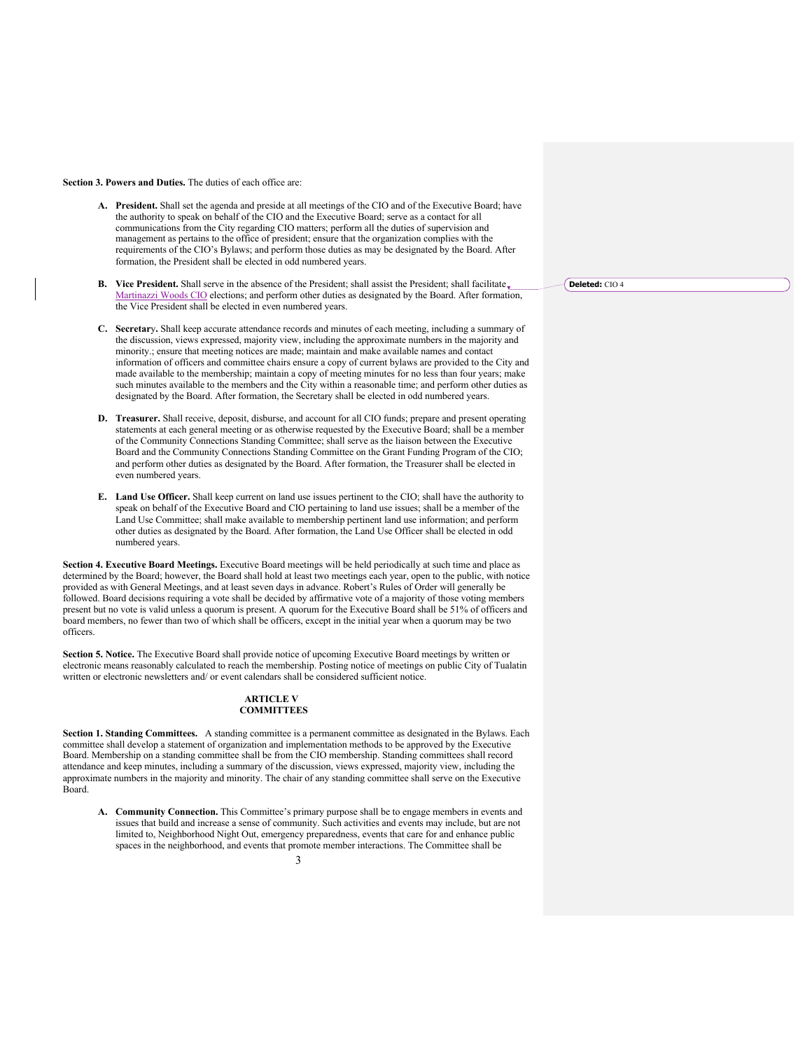**Section 3. Powers and Duties.** The duties of each office are:

- **A. President.** Shall set the agenda and preside at all meetings of the CIO and of the Executive Board; have the authority to speak on behalf of the CIO and the Executive Board; serve as a contact for all communications from the City regarding CIO matters; perform all the duties of supervision and management as pertains to the office of president; ensure that the organization complies with the requirements of the CIO's Bylaws; and perform those duties as may be designated by the Board. After formation, the President shall be elected in odd numbered years.

- **B. Vice President.** Shall serve in the absence of the President; shall assist the President; shall facilitate Martinazzi Woods CIO elections; and perform other duties as designated by the Board. After formation, the Vice President shall be elected in even numbered years.

- **C. Secretary.** Shall keep accurate attendance records and minutes of each meeting, including a summary of the discussion, views expressed, majority view, including the approximate numbers in the majority and minority.; ensure that meeting notices are made; maintain and make available names and contact information of officers and committee chairs ensure a copy of current bylaws are provided to the City and made available to the membership; maintain a copy of meeting minutes for no less than four years; make such minutes available to the members and the City within a reasonable time; and perform other duties as designated by the Board. After formation, the Secretary shall be elected in odd numbered years.

- **D. Treasurer.** Shall receive, deposit, disburse, and account for all CIO funds; prepare and present operating statements at each general meeting or as otherwise requested by the Executive Board; shall be a member of the Community Connections Standing Committee; shall serve as the liaison between the Executive Board and the Community Connections Standing Committee on the Grant Funding Program of the CIO; and perform other duties as designated by the Board. After formation, the Treasurer shall be elected in even numbered years.

- **E. Land Use Officer.** Shall keep current on land use issues pertinent to the CIO; shall have the authority to speak on behalf of the Executive Board and CIO pertaining to land use issues; shall be a member of the Land Use Committee; shall make available to membership pertinent land use information; and perform other duties as designated by the Board. After formation, the Land Use Officer shall be elected in odd numbered years.

**Section 4. Executive Board Meetings.** Executive Board meetings will be held periodically at such time and place as determined by the Board; however, the Board shall hold at least two meetings each year, open to the public, with notice provided as with General Meetings, and at least seven days in advance. Robert's Rules of Order will generally be followed. Board decisions requiring a vote shall be decided by affirmative vote of a majority of those voting members present but no vote is valid unless a quorum is present. A quorum for the Executive Board shall be 51% of officers and board members, no fewer than two of which shall be officers, except in the initial year when a quorum may be two officers.

**Section 5. Notice.** The Executive Board shall provide notice of upcoming Executive Board meetings by written or electronic means reasonably calculated to reach the membership. Posting notice of meetings on public City of Tualatin written or electronic newsletters and/ or event calendars shall be considered sufficient notice.

## ARTICLE V
## COMMITTEES

**Section 1. Standing Committees.** A standing committee is a permanent committee as designated in the Bylaws. Each committee shall develop a statement of organization and implementation methods to be approved by the Executive Board. Membership on a standing committee shall be from the CIO membership. Standing committees shall record attendance and keep minutes, including a summary of the discussion, views expressed, majority view, including the approximate numbers in the majority and minority. The chair of any standing committee shall serve on the Executive Board.

- **A. Community Connection.** This Committee's primary purpose shall be to engage members in events and issues that build and increase a sense of community. Such activities and events may include, but are not limited to, Neighborhood Night Out, emergency preparedness, events that care for and enhance public spaces in the neighborhood, and events that promote member interactions. The Committee shall be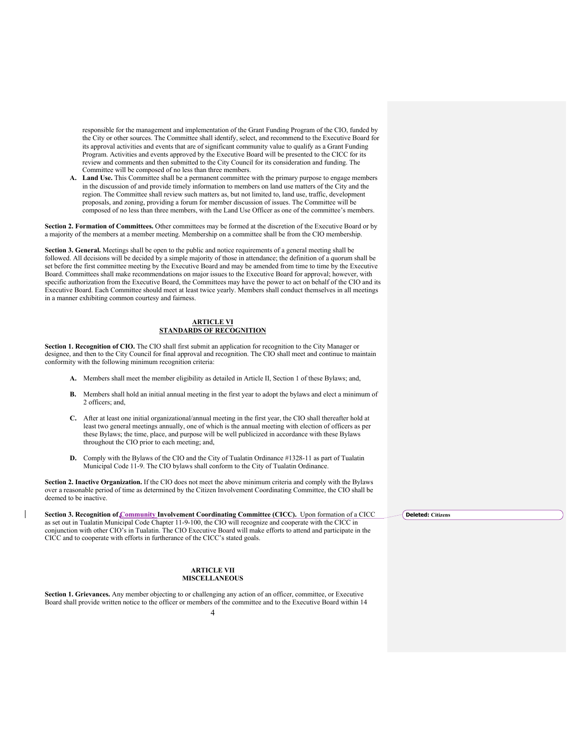responsible for the management and implementation of the Grant Funding Program of the CIO, funded by the City or other sources. The Committee shall identify, select, and recommend to the Executive Board for its approval activities and events that are of significant community value to qualify as a Grant Funding Program. Activities and events approved by the Executive Board will be presented to the CICC for its review and comments and then submitted to the City Council for its consideration and funding. The Committee will be composed of no less than three members.

A. **Land Use.** This Committee shall be a permanent committee with the primary purpose to engage members in the discussion of and provide timely information to members on land use matters of the City and the region. The Committee shall review such matters as, but not limited to, land use, traffic, development proposals, and zoning, providing a forum for member discussion of issues. The Committee will be composed of no less than three members, with the Land Use Officer as one of the committee's members.

**Section 2. Formation of Committees.** Other committees may be formed at the discretion of the Executive Board or by a majority of the members at a member meeting. Membership on a committee shall be from the CIO membership.

**Section 3. General.** Meetings shall be open to the public and notice requirements of a general meeting shall be followed. All decisions will be decided by a simple majority of those in attendance; the definition of a quorum shall be set before the first committee meeting by the Executive Board and may be amended from time to time by the Executive Board. Committees shall make recommendations on major issues to the Executive Board for approval; however, with specific authorization from the Executive Board, the Committees may have the power to act on behalf of the CIO and its Executive Board. Each Committee should meet at least twice yearly. Members shall conduct themselves in all meetings in a manner exhibiting common courtesy and fairness.

## ARTICLE VI
## STANDARDS OF RECOGNITION

**Section 1. Recognition of CIO.** The CIO shall first submit an application for recognition to the City Manager or designee, and then to the City Council for final approval and recognition. The CIO shall meet and continue to maintain conformity with the following minimum recognition criteria:

**A.** Members shall meet the member eligibility as detailed in Article II, Section 1 of these Bylaws; and,

**B.** Members shall hold an initial annual meeting in the first year to adopt the bylaws and elect a minimum of 2 officers; and,

**C.** After at least one initial organizational/annual meeting in the first year, the CIO shall thereafter hold at least two general meetings annually, one of which is the annual meeting with election of officers as per these Bylaws; the time, place, and purpose will be well publicized in accordance with these Bylaws throughout the CIO prior to each meeting; and,

**D.** Comply with the Bylaws of the CIO and the City of Tualatin Ordinance #1328-11 as part of Tualatin Municipal Code 11-9. The CIO bylaws shall conform to the City of Tualatin Ordinance.

**Section 2. Inactive Organization.** If the CIO does not meet the above minimum criteria and comply with the Bylaws over a reasonable period of time as determined by the Citizen Involvement Coordinating Committee, the CIO shall be deemed to be inactive.

**Section 3. Recognition of Community Involvement Coordinating Committee (CICC).** Upon formation of a CICC as set out in Tualatin Municipal Code Chapter 11-9-100, the CIO will recognize and cooperate with the CICC in conjunction with other CIO's in Tualatin. The CIO Executive Board will make efforts to attend and participate in the CICC and to cooperate with efforts in furtherance of the CICC's stated goals.

Deleted: Citizens

## ARTICLE VII
## MISCELLANEOUS

**Section 1. Grievances.** Any member objecting to or challenging any action of an officer, committee, or Executive Board shall provide written notice to the officer or members of the committee and to the Executive Board within 14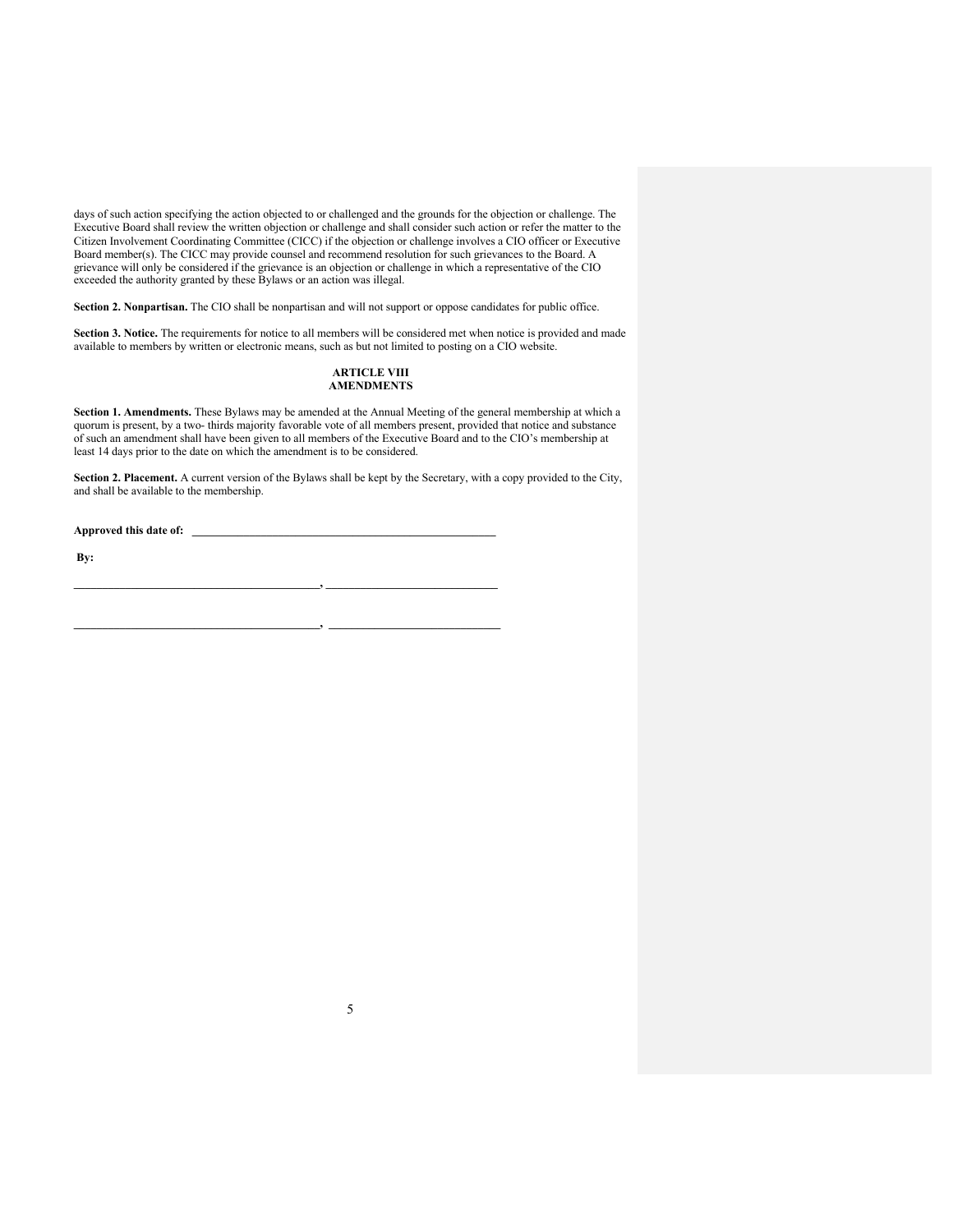days of such action specifying the action objected to or challenged and the grounds for the objection or challenge. The Executive Board shall review the written objection or challenge and shall consider such action or refer the matter to the Citizen Involvement Coordinating Committee (CICC) if the objection or challenge involves a CIO officer or Executive Board member(s). The CICC may provide counsel and recommend resolution for such grievances to the Board. A grievance will only be considered if the grievance is an objection or challenge in which a representative of the CIO exceeded the authority granted by these Bylaws or an action was illegal.

**Section 2. Nonpartisan.** The CIO shall be nonpartisan and will not support or oppose candidates for public office.

**Section 3. Notice.** The requirements for notice to all members will be considered met when notice is provided and made available to members by written or electronic means, such as but not limited to posting on a CIO website.

## ARTICLE VIII
## AMENDMENTS

**Section 1. Amendments.** These Bylaws may be amended at the Annual Meeting of the general membership at which a quorum is present, by a two- thirds majority favorable vote of all members present, provided that notice and substance of such an amendment shall have been given to all members of the Executive Board and to the CIO's membership at least 14 days prior to the date on which the amendment is to be considered.

**Section 2. Placement.** A current version of the Bylaws shall be kept by the Secretary, with a copy provided to the City, and shall be available to the membership.

**Approved this date of:** ______________________________________________________

**By:**

__________________________________________, _____________________________

__________________________________________, _____________________________